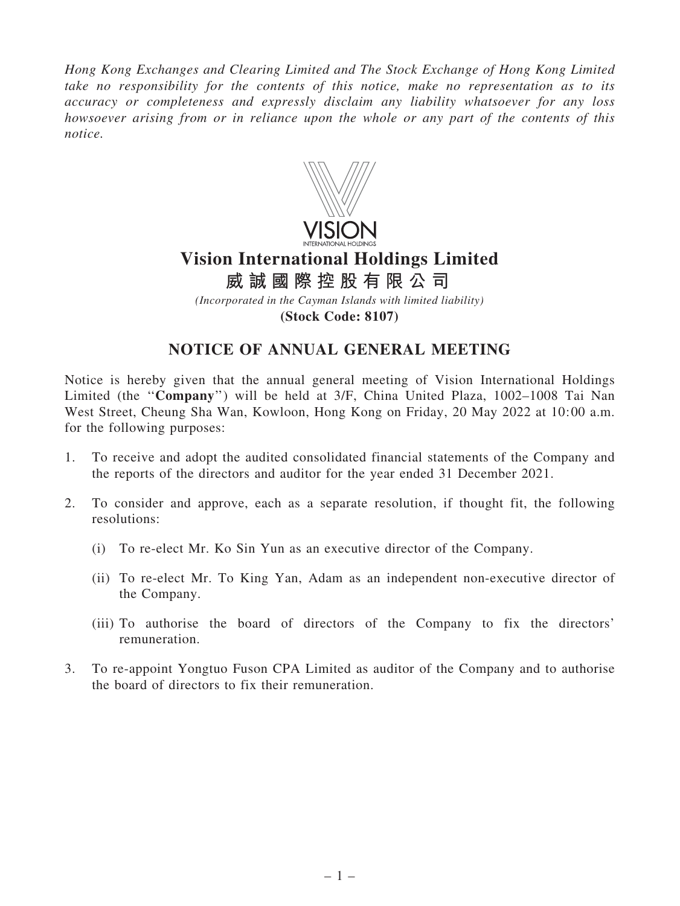*Hong Kong Exchanges and Clearing Limited and The Stock Exchange of Hong Kong Limited take no responsibility for the contents of this notice, make no representation as to its accuracy or completeness and expressly disclaim any liability whatsoever for any loss howsoever arising from or in reliance upon the whole or any part of the contents of this notice.*

# Vision International Holdings Limited

# 威誠國際控股有限公司

*(Incorporated in the Cayman Islands with limited liability)*

**(Stock Code: 8107)**

## NOTICE OF ANNUAL GENERAL MEETING

Notice is hereby given that the annual general meeting of Vision International Holdings Limited (the "**Company**") will be held at 3/F, China United Plaza, 1002–1008 Tai Nan West Street, Cheung Sha Wan, Kowloon, Hong Kong on Friday, 20 May 2022 at 10:00 a.m. for the following purposes:

1. To receive and adopt the audited consolidated financial statements of the Company and the reports of the directors and auditor for the year ended 31 December 2021.

2. To consider and approve, each as a separate resolution, if thought fit, the following resolutions:

   (i) To re-elect Mr. Ko Sin Yun as an executive director of the Company.

   (ii) To re-elect Mr. To King Yan, Adam as an independent non-executive director of the Company.

   (iii) To authorise the board of directors of the Company to fix the directors' remuneration.

3. To re-appoint Yongtuo Fuson CPA Limited as auditor of the Company and to authorise the board of directors to fix their remuneration.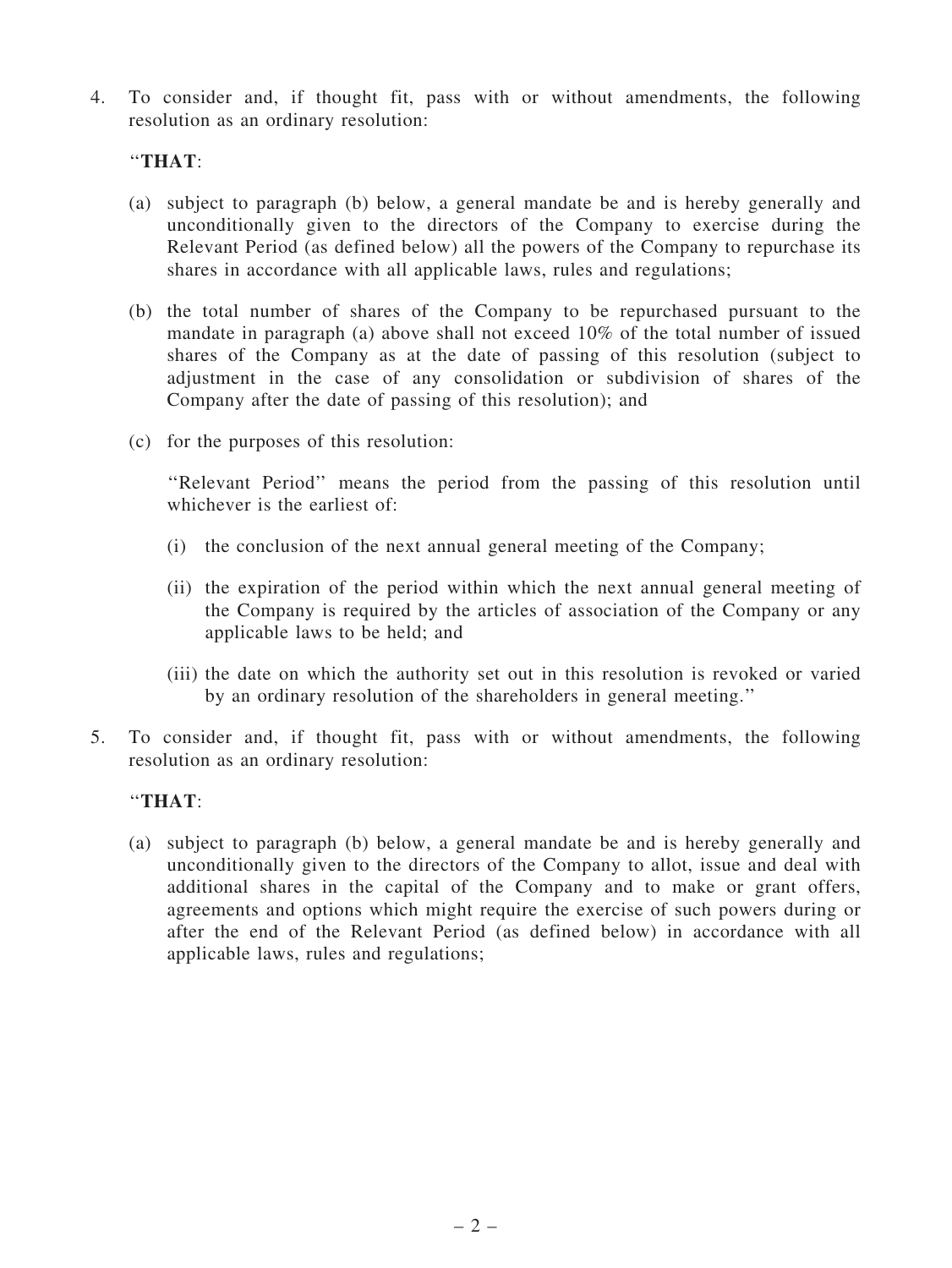4. To consider and, if thought fit, pass with or without amendments, the following resolution as an ordinary resolution:

   "**THAT**:

   (a) subject to paragraph (b) below, a general mandate be and is hereby generally and unconditionally given to the directors of the Company to exercise during the Relevant Period (as defined below) all the powers of the Company to repurchase its shares in accordance with all applicable laws, rules and regulations;

   (b) the total number of shares of the Company to be repurchased pursuant to the mandate in paragraph (a) above shall not exceed 10% of the total number of issued shares of the Company as at the date of passing of this resolution (subject to adjustment in the case of any consolidation or subdivision of shares of the Company after the date of passing of this resolution); and

   (c) for the purposes of this resolution:

   "Relevant Period" means the period from the passing of this resolution until whichever is the earliest of:

   (i) the conclusion of the next annual general meeting of the Company;

   (ii) the expiration of the period within which the next annual general meeting of the Company is required by the articles of association of the Company or any applicable laws to be held; and

   (iii) the date on which the authority set out in this resolution is revoked or varied by an ordinary resolution of the shareholders in general meeting."

5. To consider and, if thought fit, pass with or without amendments, the following resolution as an ordinary resolution:

   "**THAT**:

   (a) subject to paragraph (b) below, a general mandate be and is hereby generally and unconditionally given to the directors of the Company to allot, issue and deal with additional shares in the capital of the Company and to make or grant offers, agreements and options which might require the exercise of such powers during or after the end of the Relevant Period (as defined below) in accordance with all applicable laws, rules and regulations;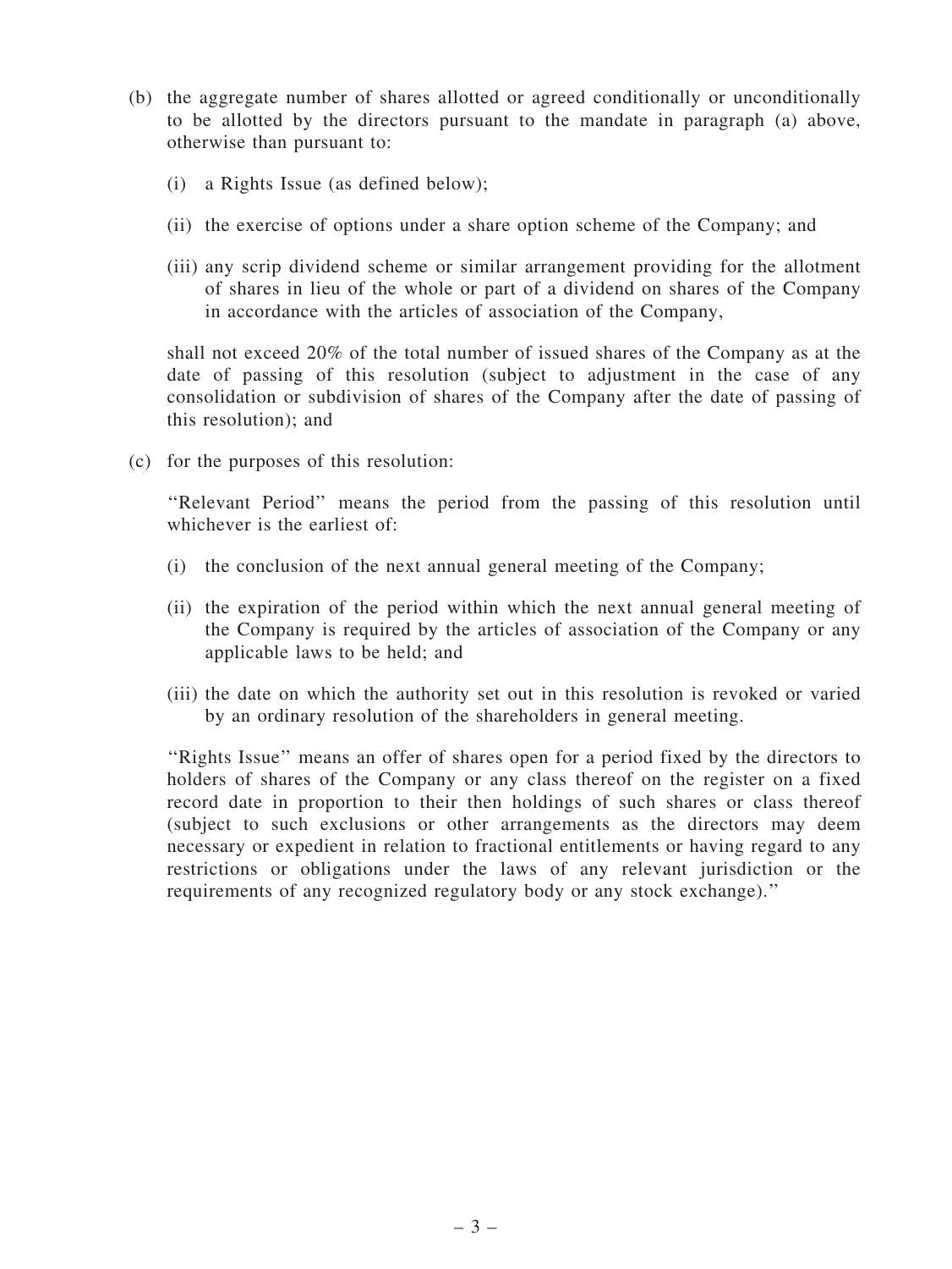(b) the aggregate number of shares allotted or agreed conditionally or unconditionally to be allotted by the directors pursuant to the mandate in paragraph (a) above, otherwise than pursuant to:

  (i) a Rights Issue (as defined below);

  (ii) the exercise of options under a share option scheme of the Company; and

  (iii) any scrip dividend scheme or similar arrangement providing for the allotment of shares in lieu of the whole or part of a dividend on shares of the Company in accordance with the articles of association of the Company,

  shall not exceed 20% of the total number of issued shares of the Company as at the date of passing of this resolution (subject to adjustment in the case of any consolidation or subdivision of shares of the Company after the date of passing of this resolution); and

(c) for the purposes of this resolution:

  ''Relevant Period'' means the period from the passing of this resolution until whichever is the earliest of:

  (i) the conclusion of the next annual general meeting of the Company;

  (ii) the expiration of the period within which the next annual general meeting of the Company is required by the articles of association of the Company or any applicable laws to be held; and

  (iii) the date on which the authority set out in this resolution is revoked or varied by an ordinary resolution of the shareholders in general meeting.

  ''Rights Issue'' means an offer of shares open for a period fixed by the directors to holders of shares of the Company or any class thereof on the register on a fixed record date in proportion to their then holdings of such shares or class thereof (subject to such exclusions or other arrangements as the directors may deem necessary or expedient in relation to fractional entitlements or having regard to any restrictions or obligations under the laws of any relevant jurisdiction or the requirements of any recognized regulatory body or any stock exchange).''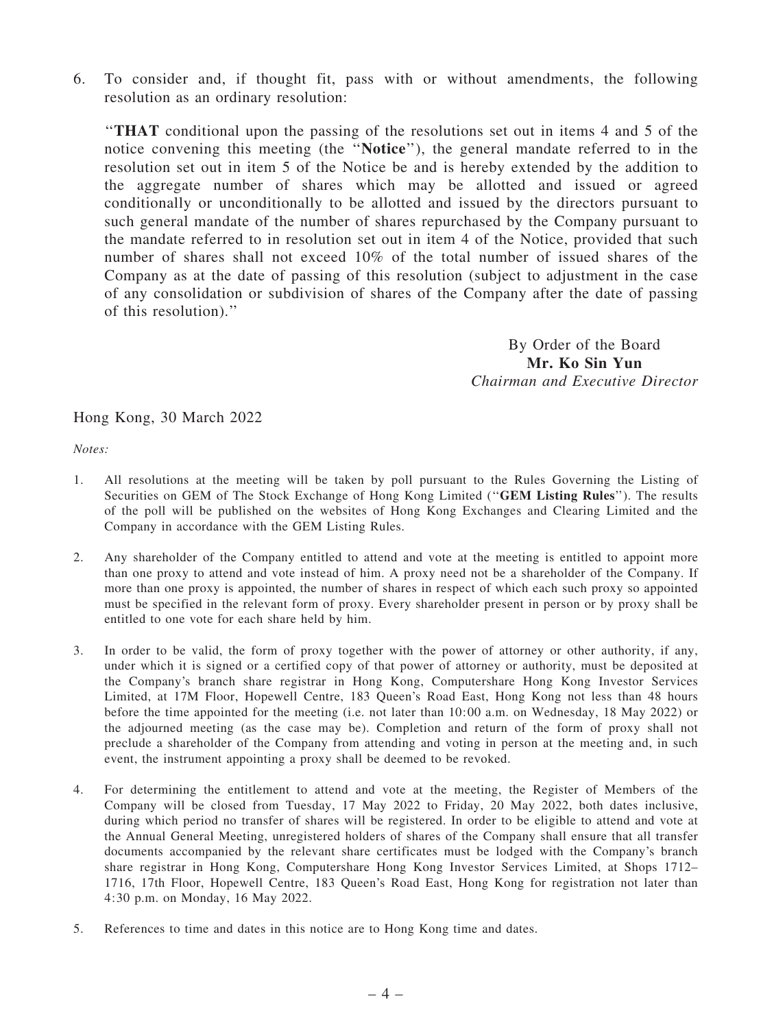6. To consider and, if thought fit, pass with or without amendments, the following resolution as an ordinary resolution:

   "**THAT** conditional upon the passing of the resolutions set out in items 4 and 5 of the notice convening this meeting (the "**Notice**"), the general mandate referred to in the resolution set out in item 5 of the Notice be and is hereby extended by the addition to the aggregate number of shares which may be allotted and issued or agreed conditionally or unconditionally to be allotted and issued by the directors pursuant to such general mandate of the number of shares repurchased by the Company pursuant to the mandate referred to in resolution set out in item 4 of the Notice, provided that such number of shares shall not exceed 10% of the total number of issued shares of the Company as at the date of passing of this resolution (subject to adjustment in the case of any consolidation or subdivision of shares of the Company after the date of passing of this resolution)."

By Order of the Board
**Mr. Ko Sin Yun**
*Chairman and Executive Director*

Hong Kong, 30 March 2022

*Notes:*

1. All resolutions at the meeting will be taken by poll pursuant to the Rules Governing the Listing of Securities on GEM of The Stock Exchange of Hong Kong Limited ("**GEM Listing Rules**"). The results of the poll will be published on the websites of Hong Kong Exchanges and Clearing Limited and the Company in accordance with the GEM Listing Rules.

2. Any shareholder of the Company entitled to attend and vote at the meeting is entitled to appoint more than one proxy to attend and vote instead of him. A proxy need not be a shareholder of the Company. If more than one proxy is appointed, the number of shares in respect of which each such proxy so appointed must be specified in the relevant form of proxy. Every shareholder present in person or by proxy shall be entitled to one vote for each share held by him.

3. In order to be valid, the form of proxy together with the power of attorney or other authority, if any, under which it is signed or a certified copy of that power of attorney or authority, must be deposited at the Company's branch share registrar in Hong Kong, Computershare Hong Kong Investor Services Limited, at 17M Floor, Hopewell Centre, 183 Queen's Road East, Hong Kong not less than 48 hours before the time appointed for the meeting (i.e. not later than 10:00 a.m. on Wednesday, 18 May 2022) or the adjourned meeting (as the case may be). Completion and return of the form of proxy shall not preclude a shareholder of the Company from attending and voting in person at the meeting and, in such event, the instrument appointing a proxy shall be deemed to be revoked.

4. For determining the entitlement to attend and vote at the meeting, the Register of Members of the Company will be closed from Tuesday, 17 May 2022 to Friday, 20 May 2022, both dates inclusive, during which period no transfer of shares will be registered. In order to be eligible to attend and vote at the Annual General Meeting, unregistered holders of shares of the Company shall ensure that all transfer documents accompanied by the relevant share certificates must be lodged with the Company's branch share registrar in Hong Kong, Computershare Hong Kong Investor Services Limited, at Shops 1712–1716, 17th Floor, Hopewell Centre, 183 Queen's Road East, Hong Kong for registration not later than 4:30 p.m. on Monday, 16 May 2022.

5. References to time and dates in this notice are to Hong Kong time and dates.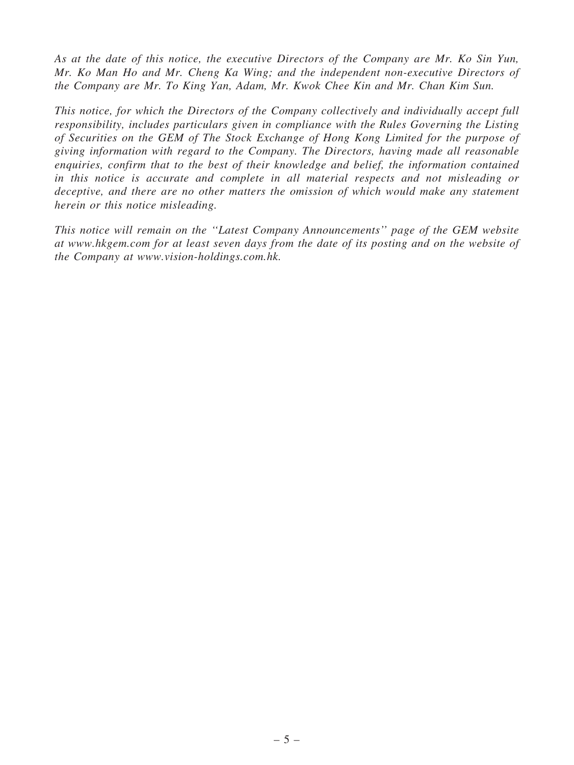*As at the date of this notice, the executive Directors of the Company are Mr. Ko Sin Yun, Mr. Ko Man Ho and Mr. Cheng Ka Wing; and the independent non-executive Directors of the Company are Mr. To King Yan, Adam, Mr. Kwok Chee Kin and Mr. Chan Kim Sun.*

*This notice, for which the Directors of the Company collectively and individually accept full responsibility, includes particulars given in compliance with the Rules Governing the Listing of Securities on the GEM of The Stock Exchange of Hong Kong Limited for the purpose of giving information with regard to the Company. The Directors, having made all reasonable enquiries, confirm that to the best of their knowledge and belief, the information contained in this notice is accurate and complete in all material respects and not misleading or deceptive, and there are no other matters the omission of which would make any statement herein or this notice misleading.*

*This notice will remain on the ''Latest Company Announcements'' page of the GEM website at www.hkgem.com for at least seven days from the date of its posting and on the website of the Company at www.vision-holdings.com.hk.*